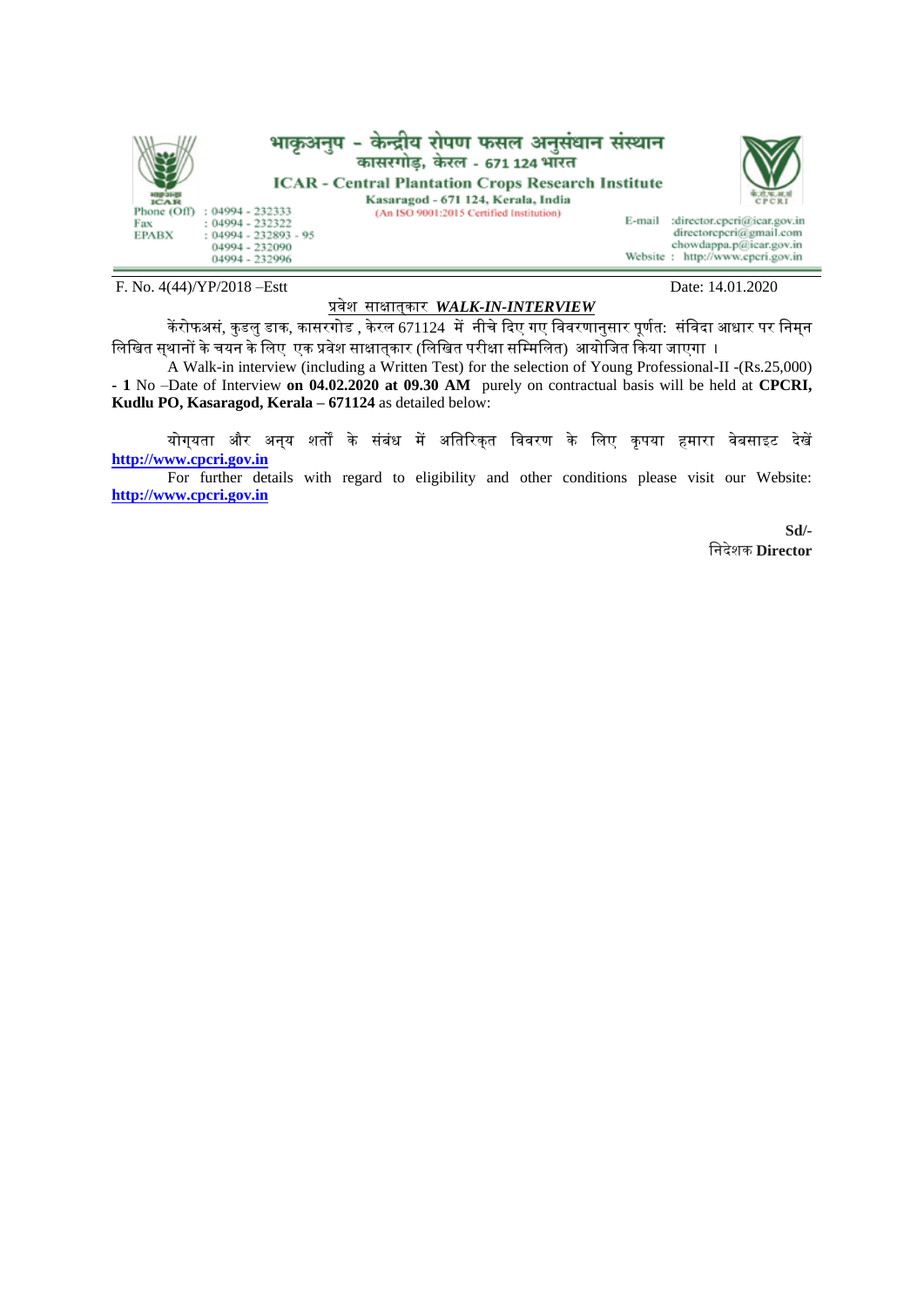# भाकृअनुप - केन्द्रीय रोपण फसल अनुसंधान संस्थान

## कासरगोड़, केरल - 671 124 भारत

## ICAR - Central Plantation Crops Research Institute

Kasaragod - 671 124, Kerala, India

(An ISO 9001:2015 Certified Institution)

Phone (Off) : 04994 - 232333
Fax : 04994 - 232322
EPABX : 04994 - 232893 - 95
04994 - 232090
04994 - 232996

E-mail :director.cpcri@icar.gov.in
directorcpcri@gmail.com
chowdappa.p@icar.gov.in
Website : http://www.cpcri.gov.in

F. No. 4(44)/YP/2018 –Estt

Date: 14.01.2020

प्रवेश साक्षात्कार ***WALK-IN-INTERVIEW***

केंरोफअसं, कुडलु डाक, कासरगोड , केरल 671124 में नीचे दिए गए विवरणानुसार पूर्णत: संविदा आधार पर निम्न लिखित स्थानों के चयन के लिए एक प्रवेश साक्षात्कार (लिखित परीक्षा सम्मिलित) आयोजित किया जाएगा ।

A Walk-in interview (including a Written Test) for the selection of Young Professional-II -(Rs.25,000) - **1** No –Date of Interview **on 04.02.2020 at 09.30 AM** purely on contractual basis will be held at **CPCRI, Kudlu PO, Kasaragod, Kerala – 671124** as detailed below:

योग्यता और अन्य शर्तों के संबंध में अतिरिक्त विवरण के लिए कृपया हमारा वेबसाइट देखें **http://www.cpcri.gov.in**

For further details with regard to eligibility and other conditions please visit our Website: **http://www.cpcri.gov.in**

**Sd/-**

निदेशक **Director**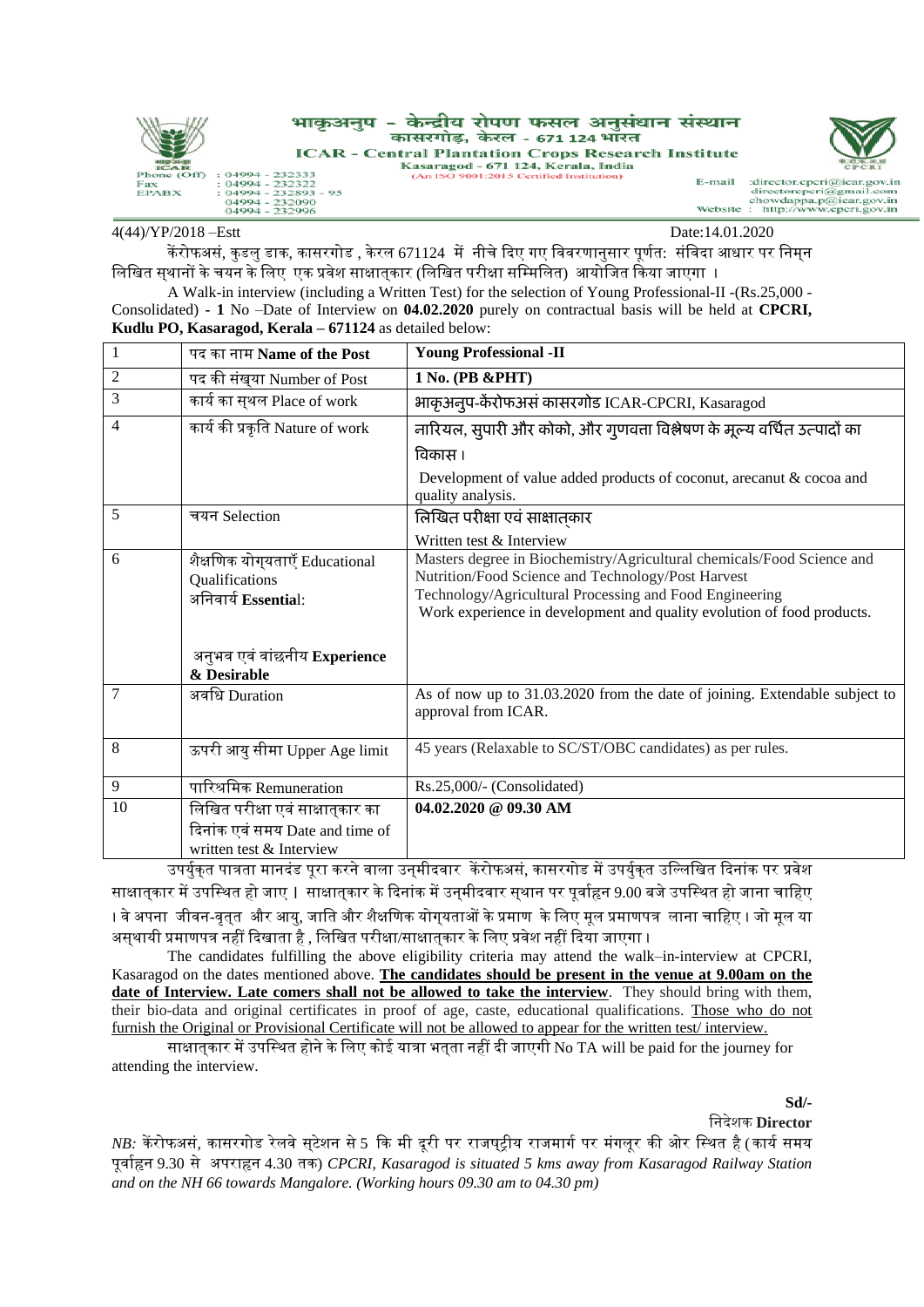भाकृअनुप - केन्द्रीय रोपण फसल अनुसंधान संस्थान
कासरगोड़, केरल - 671 124 भारत
ICAR - Central Plantation Crops Research Institute
Kasaragod - 671 124, Kerala, India
(An ISO 9001:2015 Certified Institution)

Phone (Off) : 04994 - 232333
Fax : 04994 - 232322
EPABX : 04994 - 232893 - 95
04994 - 232090
04994 - 232996

E-mail :director.cpcri@icar.gov.in
directorcpcri@gmail.com
chowdappa.p@icar.gov.in
Website : http://www.cpcri.gov.in

4(44)/YP/2018 –Estt Date:14.01.2020

केंरोफअसं, कुडलु डाक, कासरगोड , केरल 671124 में नीचे दिए गए विवरणानुसार पूर्णत: संविदा आधार पर निम्न लिखित स्थानों के चयन के लिए एक प्रवेश साक्षात्कार (लिखित परीक्षा सम्मिलित) आयोजित किया जाएगा ।

A Walk-in interview (including a Written Test) for the selection of Young Professional-II -(Rs.25,000 - Consolidated) - **1** No –Date of Interview on **04.02.2020** purely on contractual basis will be held at **CPCRI, Kudlu PO, Kasaragod, Kerala – 671124** as detailed below:

| | | |
|---|---|---|
| 1 | पद का नाम **Name of the Post** | **Young Professional -II** |
| 2 | पद की संख्या Number of Post | **1 No. (PB &PHT)** |
| 3 | कार्य का स्थल Place of work | भाकृअनुप-केंरोफअसं कासरगोड ICAR-CPCRI, Kasaragod |
| 4 | कार्य की प्रकृति Nature of work | नारियल, सुपारी और कोको, और गुणवत्ता विश्लेषण के मूल्य वर्धित उत्पादों का विकास। Development of value added products of coconut, arecanut & cocoa and quality analysis. |
| 5 | चयन Selection | लिखित परीक्षा एवं साक्षात्कार Written test & Interview |
| 6 | शैक्षणिक योग्यताएँ Educational Qualifications अनिवार्य **Essential**: अनुभव एवं वांछनीय **Experience & Desirable** | Masters degree in Biochemistry/Agricultural chemicals/Food Science and Nutrition/Food Science and Technology/Post Harvest Technology/Agricultural Processing and Food Engineering Work experience in development and quality evolution of food products. |
| 7 | अवधि Duration | As of now up to 31.03.2020 from the date of joining. Extendable subject to approval from ICAR. |
| 8 | ऊपरी आयु सीमा Upper Age limit | 45 years (Relaxable to SC/ST/OBC candidates) as per rules. |
| 9 | पारिश्रमिक Remuneration | Rs.25,000/- (Consolidated) |
| 10 | लिखित परीक्षा एवं साक्षात्कार का दिनांक एवं समय Date and time of written test & Interview | **04.02.2020 @ 09.30 AM** |

उपर्युकत पात्रता मानदंड पूरा करने वाला उन्मीदवार केंरोफअसं, कासरगोड में उपर्युकत उल्लिखित दिनांक पर प्रवेश साक्षात्कार में उपस्थित हो जाए। साक्षात्कार के दिनांक में उन्मीदवार स्थान पर पूर्वाह्न 9.00 बजे उपस्थित हो जाना चाहिए। वे अपना जीवन-वृत्त और आयु, जाति और शैक्षणिक योग्यताओं के प्रमाण के लिए मूल प्रमाणपत्र लाना चाहिए। जो मूल या अस्थायी प्रमाणपत्र नहीं दिखाता है , लिखित परीक्षा/साक्षात्कार के लिए प्रवेश नहीं दिया जाएगा।

The candidates fulfilling the above eligibility criteria may attend the walk–in-interview at CPCRI, Kasaragod on the dates mentioned above. **The candidates should be present in the venue at 9.00am on the date of Interview. Late comers shall not be allowed to take the interview**. They should bring with them, their bio-data and original certificates in proof of age, caste, educational qualifications. Those who do not furnish the Original or Provisional Certificate will not be allowed to appear for the written test/ interview.

साक्षात्कार में उपस्थित होने के लिए कोई यात्रा भत्ता नहीं दी जाएगी No TA will be paid for the journey for attending the interview.

**Sd/-**

निदेशक **Director**

*NB:* केंरोफअसं, कासरगोड रेलवे स्टेशन से 5 कि मी दूरी पर राजष्ट्रीय राजमार्ग पर मंगलूर की ओर स्थित है (कार्य समय पूर्वाह्न 9.30 से अपराह्न 4.30 तक) *CPCRI, Kasaragod is situated 5 kms away from Kasaragod Railway Station and on the NH 66 towards Mangalore. (Working hours 09.30 am to 04.30 pm)*